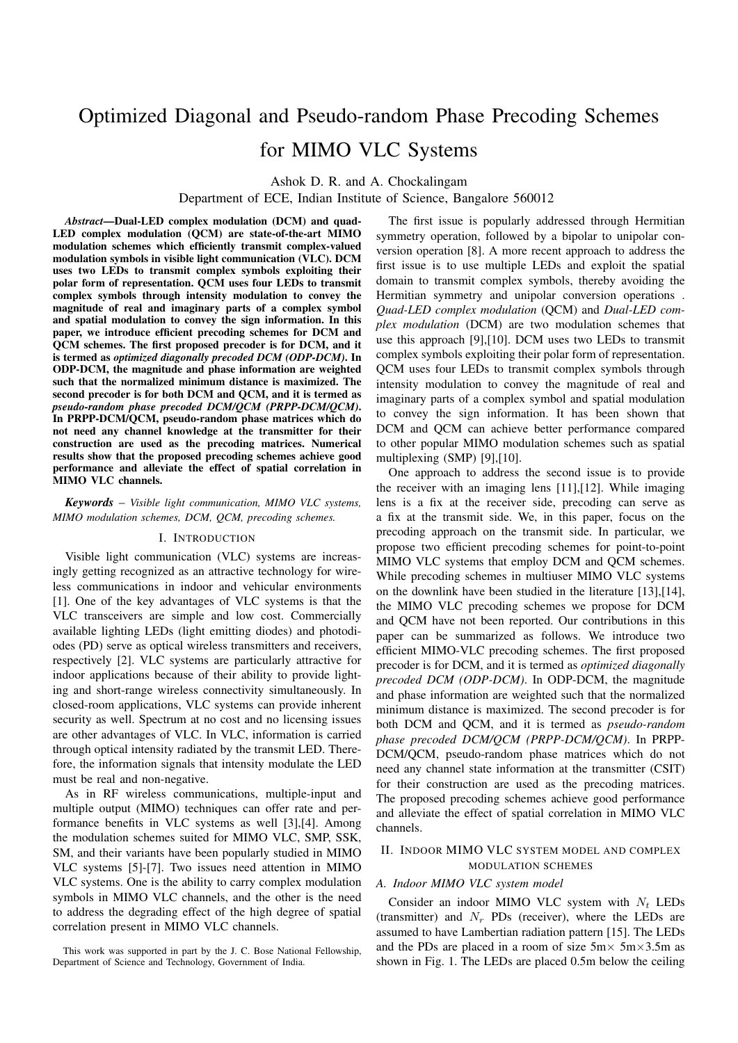# Optimized Diagonal and Pseudo-random Phase Precoding Schemes for MIMO VLC Systems

Ashok D. R. and A. Chockalingam
Department of ECE, Indian Institute of Science, Bangalore 560012

***Abstract*—Dual-LED complex modulation (DCM) and quad-LED complex modulation (QCM) are state-of-the-art MIMO modulation schemes which efficiently transmit complex-valued modulation symbols in visible light communication (VLC). DCM uses two LEDs to transmit complex symbols exploiting their polar form of representation. QCM uses four LEDs to transmit complex symbols through intensity modulation to convey the magnitude of real and imaginary parts of a complex symbol and spatial modulation to convey the sign information. In this paper, we introduce efficient precoding schemes for DCM and QCM schemes. The first proposed precoder is for DCM, and it is termed as *optimized diagonally precoded DCM (ODP-DCM)*. In ODP-DCM, the magnitude and phase information are weighted such that the normalized minimum distance is maximized. The second precoder is for both DCM and QCM, and it is termed as *pseudo-random phase precoded DCM/QCM (PRPP-DCM/QCM)*. In PRPP-DCM/QCM, pseudo-random phase matrices which do not need any channel knowledge at the transmitter for their construction are used as the precoding matrices. Numerical results show that the proposed precoding schemes achieve good performance and alleviate the effect of spatial correlation in MIMO VLC channels.**

***Keywords*** – *Visible light communication, MIMO VLC systems, MIMO modulation schemes, DCM, QCM, precoding schemes.*

## I. Introduction

Visible light communication (VLC) systems are increasingly getting recognized as an attractive technology for wireless communications in indoor and vehicular environments [1]. One of the key advantages of VLC systems is that the VLC transceivers are simple and low cost. Commercially available lighting LEDs (light emitting diodes) and photodiodes (PD) serve as optical wireless transmitters and receivers, respectively [2]. VLC systems are particularly attractive for indoor applications because of their ability to provide lighting and short-range wireless connectivity simultaneously. In closed-room applications, VLC systems can provide inherent security as well. Spectrum at no cost and no licensing issues are other advantages of VLC. In VLC, information is carried through optical intensity radiated by the transmit LED. Therefore, the information signals that intensity modulate the LED must be real and non-negative.

As in RF wireless communications, multiple-input and multiple output (MIMO) techniques can offer rate and performance benefits in VLC systems as well [3],[4]. Among the modulation schemes suited for MIMO VLC, SMP, SSK, SM, and their variants have been popularly studied in MIMO VLC systems [5]-[7]. Two issues need attention in MIMO VLC systems. One is the ability to carry complex modulation symbols in MIMO VLC channels, and the other is the need to address the degrading effect of the high degree of spatial correlation present in MIMO VLC channels.

This work was supported in part by the J. C. Bose National Fellowship, Department of Science and Technology, Government of India.

The first issue is popularly addressed through Hermitian symmetry operation, followed by a bipolar to unipolar conversion operation [8]. A more recent approach to address the first issue is to use multiple LEDs and exploit the spatial domain to transmit complex symbols, thereby avoiding the Hermitian symmetry and unipolar conversion operations . *Quad-LED complex modulation* (QCM) and *Dual-LED complex modulation* (DCM) are two modulation schemes that use this approach [9],[10]. DCM uses two LEDs to transmit complex symbols exploiting their polar form of representation. QCM uses four LEDs to transmit complex symbols through intensity modulation to convey the magnitude of real and imaginary parts of a complex symbol and spatial modulation to convey the sign information. It has been shown that DCM and QCM can achieve better performance compared to other popular MIMO modulation schemes such as spatial multiplexing (SMP) [9],[10].

One approach to address the second issue is to provide the receiver with an imaging lens [11],[12]. While imaging lens is a fix at the receiver side, precoding can serve as a fix at the transmit side. We, in this paper, focus on the precoding approach on the transmit side. In particular, we propose two efficient precoding schemes for point-to-point MIMO VLC systems that employ DCM and QCM schemes. While precoding schemes in multiuser MIMO VLC systems on the downlink have been studied in the literature [13],[14], the MIMO VLC precoding schemes we propose for DCM and QCM have not been reported. Our contributions in this paper can be summarized as follows. We introduce two efficient MIMO-VLC precoding schemes. The first proposed precoder is for DCM, and it is termed as *optimized diagonally precoded DCM (ODP-DCM)*. In ODP-DCM, the magnitude and phase information are weighted such that the normalized minimum distance is maximized. The second precoder is for both DCM and QCM, and it is termed as *pseudo-random phase precoded DCM/QCM (PRPP-DCM/QCM)*. In PRPP-DCM/QCM, pseudo-random phase matrices which do not need any channel state information at the transmitter (CSIT) for their construction are used as the precoding matrices. The proposed precoding schemes achieve good performance and alleviate the effect of spatial correlation in MIMO VLC channels.

## II. Indoor MIMO VLC system model and complex modulation schemes

### A. Indoor MIMO VLC system model

Consider an indoor MIMO VLC system with $N_t$ LEDs (transmitter) and $N_r$ PDs (receiver), where the LEDs are assumed to have Lambertian radiation pattern [15]. The LEDs and the PDs are placed in a room of size 5m$\times$ 5m$\times$3.5m as shown in Fig. 1. The LEDs are placed 0.5m below the ceiling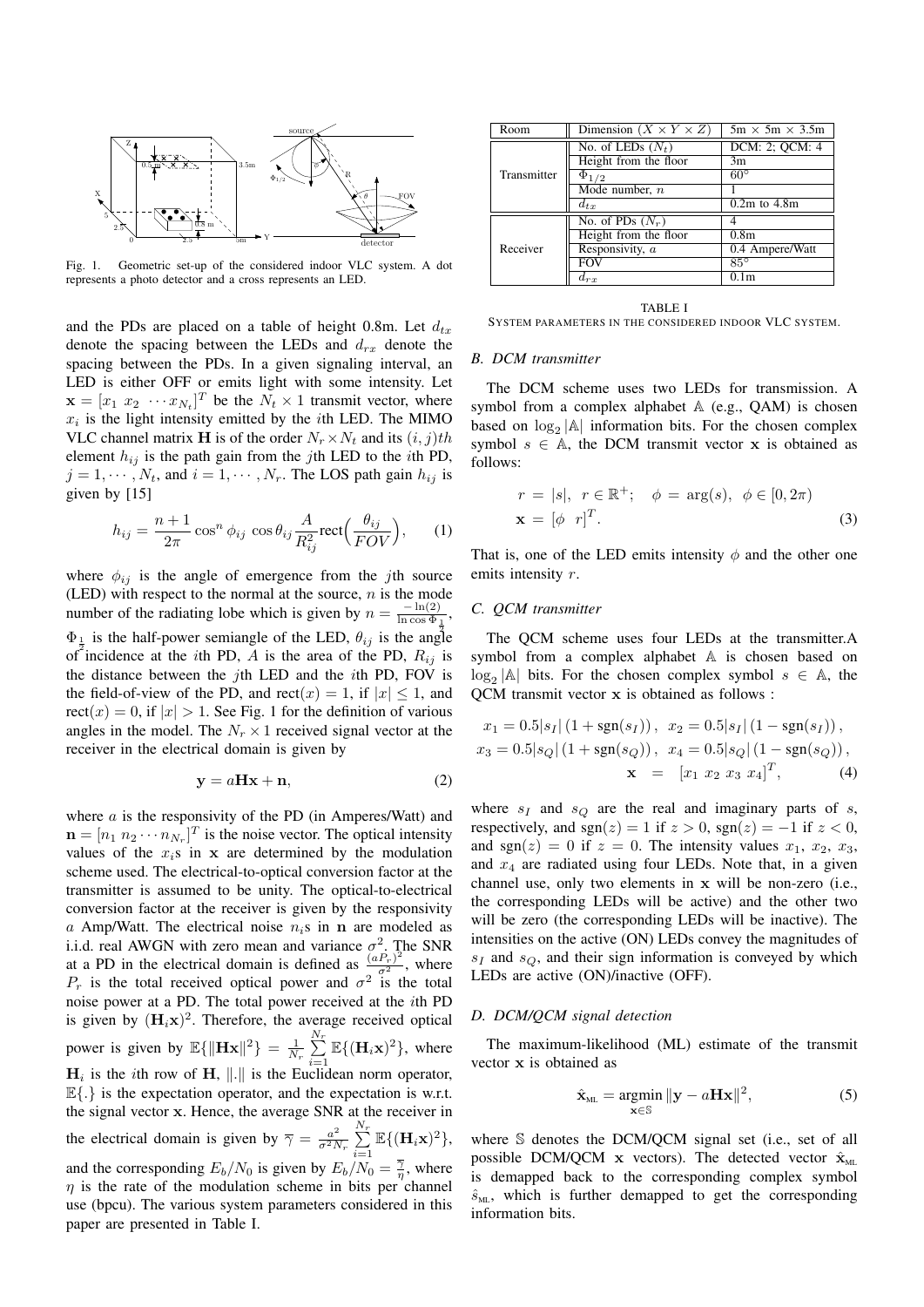Fig. 1. Geometric set-up of the considered indoor VLC system. A dot represents a photo detector and a cross represents an LED.

and the PDs are placed on a table of height 0.8m. Let $d_{tx}$ denote the spacing between the LEDs and $d_{rx}$ denote the spacing between the PDs. In a given signaling interval, an LED is either OFF or emits light with some intensity. Let $\mathbf{x} = [x_1 \ x_2 \ \cdots x_{N_t}]^T$ be the $N_t \times 1$ transmit vector, where $x_i$ is the light intensity emitted by the $i$th LED. The MIMO VLC channel matrix $\mathbf{H}$ is of the order $N_r \times N_t$ and its $(i,j)th$ element $h_{ij}$ is the path gain from the $j$th LED to the $i$th PD, $j = 1, \cdots, N_t$, and $i = 1, \cdots, N_r$. The LOS path gain $h_{ij}$ is given by [15]

$$h_{ij} = \frac{n+1}{2\pi} \cos^n \phi_{ij} \cos\theta_{ij} \frac{A}{R_{ij}^2} \text{rect}\Big(\frac{\theta_{ij}}{FOV}\Big), \qquad (1)$$

where $\phi_{ij}$ is the angle of emergence from the $j$th source (LED) with respect to the normal at the source, $n$ is the mode number of the radiating lobe which is given by $n = \frac{-\ln(2)}{\ln \cos \Phi_{\frac{1}{2}}}$, $\Phi_{\frac{1}{2}}$ is the half-power semiangle of the LED, $\theta_{ij}$ is the angle of incidence at the $i$th PD, $A$ is the area of the PD, $R_{ij}$ is the distance between the $j$th LED and the $i$th PD, FOV is the field-of-view of the PD, and $\text{rect}(x) = 1$, if $|x| \leq 1$, and $\text{rect}(x) = 0$, if $|x| > 1$. See Fig. 1 for the definition of various angles in the model. The $N_r \times 1$ received signal vector at the receiver in the electrical domain is given by

$$\mathbf{y} = a\mathbf{H}\mathbf{x} + \mathbf{n}, \qquad (2)$$

where $a$ is the responsivity of the PD (in Amperes/Watt) and $\mathbf{n} = [n_1 \ n_2 \cdots n_{N_r}]^T$ is the noise vector. The optical intensity values of the $x_i$s in $\mathbf{x}$ are determined by the modulation scheme used. The electrical-to-optical conversion factor at the transmitter is assumed to be unity. The optical-to-electrical conversion factor at the receiver is given by the responsivity $a$ Amp/Watt. The electrical noise $n_i$s in $\mathbf{n}$ are modeled as i.i.d. real AWGN with zero mean and variance $\sigma^2$. The SNR at a PD in the electrical domain is defined as $\frac{(aP_r)^2}{\sigma^2}$, where $P_r$ is the total received optical power and $\sigma^2$ is the total noise power at a PD. The total power received at the $i$th PD is given by $(\mathbf{H}_i\mathbf{x})^2$. Therefore, the average received optical power is given by $\mathbb{E}\{\|\mathbf{H}\mathbf{x}\|^2\} = \frac{1}{N_r}\sum_{i=1}^{N_r}\mathbb{E}\{(\mathbf{H}_i\mathbf{x})^2\}$, where $\mathbf{H}_i$ is the $i$th row of $\mathbf{H}$, $\|.\|$ is the Euclidean norm operator, $\mathbb{E}\{.\}$ is the expectation operator, and the expectation is w.r.t. the signal vector $\mathbf{x}$. Hence, the average SNR at the receiver in the electrical domain is given by $\overline{\gamma} = \frac{a^2}{\sigma^2 N_r}\sum_{i=1}^{N_r}\mathbb{E}\{(\mathbf{H}_i\mathbf{x})^2\}$, and the corresponding $E_b/N_0$ is given by $E_b/N_0 = \frac{\overline{\gamma}}{\eta}$, where $\eta$ is the rate of the modulation scheme in bits per channel use (bpcu). The various system parameters considered in this paper are presented in Table I.

| | | |
|---|---|---|
| Room | Dimension ($X \times Y \times Z$) | 5m $\times$ 5m $\times$ 3.5m |
| Transmitter | No. of LEDs ($N_t$) | DCM: 2; QCM: 4 |
| | Height from the floor | 3m |
| | $\Phi_{1/2}$ | $60^\circ$ |
| | Mode number, $n$ | 1 |
| | $d_{tx}$ | 0.2m to 4.8m |
| Receiver | No. of PDs ($N_r$) | 4 |
| | Height from the floor | 0.8m |
| | Responsivity, $a$ | 0.4 Ampere/Watt |
| | FOV | $85^\circ$ |
| | $d_{rx}$ | 0.1m |

TABLE I
SYSTEM PARAMETERS IN THE CONSIDERED INDOOR VLC SYSTEM.

### B. DCM transmitter

The DCM scheme uses two LEDs for transmission. A symbol from a complex alphabet $\mathbb{A}$ (e.g., QAM) is chosen based on $\log_2|\mathbb{A}|$ information bits. For the chosen complex symbol $s \in \mathbb{A}$, the DCM transmit vector $\mathbf{x}$ is obtained as follows:

$$r = |s|, \ r \in \mathbb{R}^+; \quad \phi = \arg(s), \ \phi \in [0, 2\pi)$$
$$\mathbf{x} = [\phi \ \ r]^T. \qquad (3)$$

That is, one of the LED emits intensity $\phi$ and the other one emits intensity $r$.

### C. QCM transmitter

The QCM scheme uses four LEDs at the transmitter.A symbol from a complex alphabet $\mathbb{A}$ is chosen based on $\log_2|\mathbb{A}|$ bits. For the chosen complex symbol $s \in \mathbb{A}$, the QCM transmit vector $\mathbf{x}$ is obtained as follows :

$$x_1 = 0.5|s_I|\left(1 + \text{sgn}(s_I)\right), \ \ x_2 = 0.5|s_I|\left(1 - \text{sgn}(s_I)\right),$$
$$x_3 = 0.5|s_Q|\left(1 + \text{sgn}(s_Q)\right), \ \ x_4 = 0.5|s_Q|\left(1 - \text{sgn}(s_Q)\right),$$
$$\mathbf{x} \ = \ [x_1 \ x_2 \ x_3 \ x_4]^T, \qquad (4)$$

where $s_I$ and $s_Q$ are the real and imaginary parts of $s$, respectively, and $\text{sgn}(z) = 1$ if $z > 0$, $\text{sgn}(z) = -1$ if $z < 0$, and $\text{sgn}(z) = 0$ if $z = 0$. The intensity values $x_1$, $x_2$, $x_3$, and $x_4$ are radiated using four LEDs. Note that, in a given channel use, only two elements in $\mathbf{x}$ will be non-zero (i.e., the corresponding LEDs will be active) and the other two will be zero (the corresponding LEDs will be inactive). The intensities on the active (ON) LEDs convey the magnitudes of $s_I$ and $s_Q$, and their sign information is conveyed by which LEDs are active (ON)/inactive (OFF).

### D. DCM/QCM signal detection

The maximum-likelihood (ML) estimate of the transmit vector $\mathbf{x}$ is obtained as

$$\hat{\mathbf{x}}_{\text{ML}} = \underset{\mathbf{x}\in\mathbb{S}}{\text{argmin}} \ \|\mathbf{y} - a\mathbf{H}\mathbf{x}\|^2, \qquad (5)$$

where $\mathbb{S}$ denotes the DCM/QCM signal set (i.e., set of all possible DCM/QCM $\mathbf{x}$ vectors). The detected vector $\hat{\mathbf{x}}_{\text{ML}}$ is demapped back to the corresponding complex symbol $\hat{s}_{\text{ML}}$, which is further demapped to get the corresponding information bits.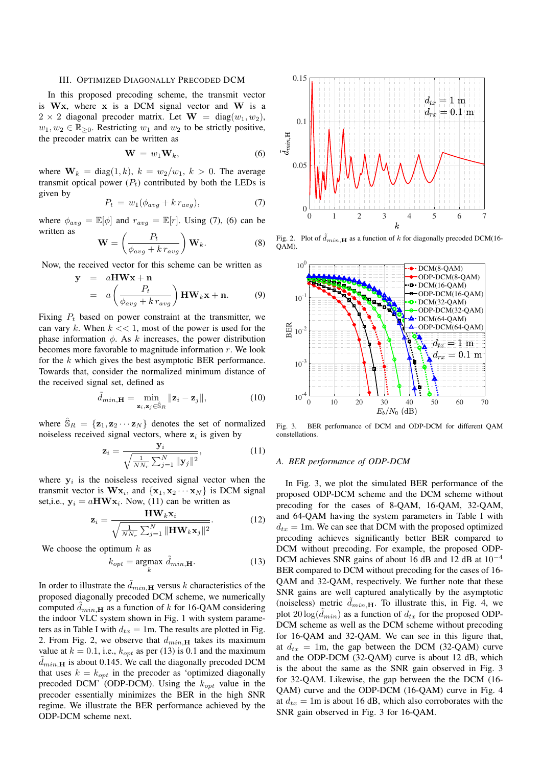## III. Optimized Diagonally Precoded DCM

In this proposed precoding scheme, the transmit vector is $\mathbf{Wx}$, where $\mathbf{x}$ is a DCM signal vector and $\mathbf{W}$ is a $2 \times 2$ diagonal precoder matrix. Let $\mathbf{W} = \text{diag}(w_1, w_2)$, $w_1, w_2 \in \mathbb{R}_{\geq 0}$. Restricting $w_1$ and $w_2$ to be strictly positive, the precoder matrix can be written as

$$\mathbf{W} = w_1 \mathbf{W}_k, \tag{6}$$

where $\mathbf{W}_k = \text{diag}(1, k)$, $k = w_2/w_1$, $k > 0$. The average transmit optical power ($P_t$) contributed by both the LEDs is given by

$$P_t = w_1(\phi_{avg} + k\, r_{avg}), \tag{7}$$

where $\phi_{avg} = \mathbb{E}[\phi]$ and $r_{avg} = \mathbb{E}[r]$. Using (7), (6) can be written as

$$\mathbf{W} = \left(\frac{P_t}{\phi_{avg} + k\, r_{avg}}\right) \mathbf{W}_k. \tag{8}$$

Now, the received vector for this scheme can be written as

$$\begin{aligned}\mathbf{y} &= a\mathbf{HWx} + \mathbf{n} \\ &= a\left(\frac{P_t}{\phi_{avg} + k\, r_{avg}}\right) \mathbf{HW}_k\mathbf{x} + \mathbf{n}.\end{aligned} \tag{9}$$

Fixing $P_t$ based on power constraint at the transmitter, we can vary $k$. When $k << 1$, most of the power is used for the phase information $\phi$. As $k$ increases, the power distribution becomes more favorable to magnitude information $r$. We look for the $k$ which gives the best asymptotic BER performance. Towards that, consider the normalized minimum distance of the received signal set, defined as

$$\tilde{d}_{min,\mathbf{H}} = \min_{\mathbf{z}_i, \mathbf{z}_j \in \hat{\mathbb{S}}_R} \|\mathbf{z}_i - \mathbf{z}_j\|, \tag{10}$$

where $\hat{\mathbb{S}}_R = \{\mathbf{z}_1, \mathbf{z}_2 \cdots \mathbf{z}_N\}$ denotes the set of normalized noiseless received signal vectors, where $\mathbf{z}_i$ is given by

$$\mathbf{z}_i = \frac{\mathbf{y}_i}{\sqrt{\frac{1}{NN_r}\sum_{j=1}^{N} \|\mathbf{y}_j\|^2}}, \tag{11}$$

where $\mathbf{y}_i$ is the noiseless received signal vector when the transmit vector is $\mathbf{Wx}_i$, and $\{\mathbf{x}_1, \mathbf{x}_2 \cdots \mathbf{x}_N\}$ is DCM signal set,i.e., $\mathbf{y}_i = a\mathbf{HWx}_i$. Now, (11) can be written as

$$\mathbf{z}_i = \frac{\mathbf{HW}_k\mathbf{x}_i}{\sqrt{\frac{1}{NN_r}\sum_{j=1}^{N} \|\mathbf{HW}_k\mathbf{x}_j\|^2}}. \tag{12}$$

We choose the optimum $k$ as

$$k_{opt} = \underset{k}{\text{argmax}}\ \tilde{d}_{min,\mathbf{H}}. \tag{13}$$

In order to illustrate the $\tilde{d}_{min,\mathbf{H}}$ versus $k$ characteristics of the proposed diagonally precoded DCM scheme, we numerically computed $\tilde{d}_{min,\mathbf{H}}$ as a function of $k$ for 16-QAM considering the indoor VLC system shown in Fig. 1 with system parameters as in Table I with $d_{tx} = 1$m. The results are plotted in Fig. 2. From Fig. 2, we observe that $d_{min,\mathbf{H}}$ takes its maximum value at $k = 0.1$, i.e., $k_{opt}$ as per (13) is 0.1 and the maximum $\tilde{d}_{min,\mathbf{H}}$ is about 0.145. We call the diagonally precoded DCM that uses $k = k_{opt}$ in the precoder as 'optimized diagonally precoded DCM' (ODP-DCM). Using the $k_{opt}$ value in the precoder essentially minimizes the BER in the high SNR regime. We illustrate the BER performance achieved by the ODP-DCM scheme next.

Fig. 2. Plot of $\tilde{d}_{min,\mathbf{H}}$ as a function of $k$ for diagonally precoded DCM(16-QAM).

Fig. 3. BER performance of DCM and ODP-DCM for different QAM constellations.

### A. BER performance of ODP-DCM

In Fig. 3, we plot the simulated BER performance of the proposed ODP-DCM scheme and the DCM scheme without precoding for the cases of 8-QAM, 16-QAM, 32-QAM, and 64-QAM having the system parameters in Table I with $d_{tx} = 1$m. We can see that DCM with the proposed optimized precoding achieves significantly better BER compared to DCM without precoding. For example, the proposed ODP-DCM achieves SNR gains of about 16 dB and 12 dB at $10^{-4}$ BER compared to DCM without precoding for the cases of 16-QAM and 32-QAM, respectively. We further note that these SNR gains are well captured analytically by the asymptotic (noiseless) metric $\tilde{d}_{min,\mathbf{H}}$. To illustrate this, in Fig. 4, we plot $20\log(\tilde{d}_{min})$ as a function of $d_{tx}$ for the proposed ODP-DCM scheme as well as the DCM scheme without precoding for 16-QAM and 32-QAM. We can see in this figure that, at $d_{tx} = 1$m, the gap between the DCM (32-QAM) curve and the ODP-DCM (32-QAM) curve is about 12 dB, which is the about the same as the SNR gain observed in Fig. 3 for 32-QAM. Likewise, the gap between the the DCM (16-QAM) curve and the ODP-DCM (16-QAM) curve in Fig. 4 at $d_{tx} = 1$m is about 16 dB, which also corroborates with the SNR gain observed in Fig. 3 for 16-QAM.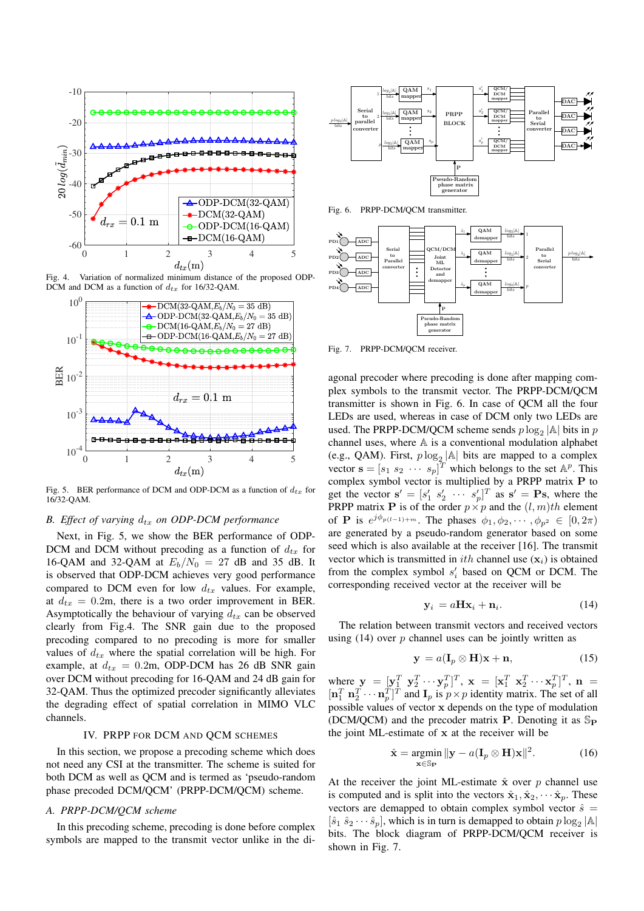Fig. 4. Variation of normalized minimum distance of the proposed ODP-DCM and DCM as a function of $d_{tx}$ for 16/32-QAM.

Fig. 5. BER performance of DCM and ODP-DCM as a function of $d_{tx}$ for 16/32-QAM.

### B. Effect of varying $d_{tx}$ on ODP-DCM performance

Next, in Fig. 5, we show the BER performance of ODP-DCM and DCM without precoding as a function of $d_{tx}$ for 16-QAM and 32-QAM at $E_b/N_0 = 27$ dB and 35 dB. It is observed that ODP-DCM achieves very good performance compared to DCM even for low $d_{tx}$ values. For example, at $d_{tx} = 0.2$m, there is a two order improvement in BER. Asymptotically the behaviour of varying $d_{tx}$ can be observed clearly from Fig.4. The SNR gain due to the proposed precoding compared to no precoding is more for smaller values of $d_{tx}$ where the spatial correlation will be high. For example, at $d_{tx} = 0.2$m, ODP-DCM has 26 dB SNR gain over DCM without precoding for 16-QAM and 24 dB gain for 32-QAM. Thus the optimized precoder significantly alleviates the degrading effect of spatial correlation in MIMO VLC channels.

## IV. PRPP for DCM and QCM schemes

In this section, we propose a precoding scheme which does not need any CSI at the transmitter. The scheme is suited for both DCM as well as QCM and is termed as 'pseudo-random phase precoded DCM/QCM' (PRPP-DCM/QCM) scheme.

### A. PRPP-DCM/QCM scheme

In this precoding scheme, precoding is done before complex symbols are mapped to the transmit vector unlike in the diagonal precoder where precoding is done after mapping complex symbols to the transmit vector. The PRPP-DCM/QCM transmitter is shown in Fig. 6. In case of QCM all the four LEDs are used, whereas in case of DCM only two LEDs are used. The PRPP-DCM/QCM scheme sends $p\log_2|\mathbb{A}|$ bits in $p$ channel uses, where $\mathbb{A}$ is a conventional modulation alphabet (e.g., QAM). First, $p\log_2|\mathbb{A}|$ bits are mapped to a complex vector $\mathbf{s} = [s_1\ s_2\ \cdots\ s_p]^T$ which belongs to the set $\mathbb{A}^p$. This complex symbol vector is multiplied by a PRPP matrix $\mathbf{P}$ to get the vector $\mathbf{s}' = [s'_1\ s'_2\ \cdots\ s'_p]^T$ as $\mathbf{s}' = \mathbf{P}\mathbf{s}$, where the PRPP matrix $\mathbf{P}$ is of the order $p\times p$ and the $(l,m)th$ element of $\mathbf{P}$ is $e^{j\phi_{p(l-1)+m}}$. The phases $\phi_1, \phi_2, \cdots, \phi_{p^2} \in [0, 2\pi)$ are generated by a pseudo-random generator based on some seed which is also available at the receiver [16]. The transmit vector which is transmitted in $ith$ channel use ($\mathbf{x}_i$) is obtained from the complex symbol $s'_i$ based on QCM or DCM. The corresponding received vector at the receiver will be

$$\mathbf{y}_i = a\mathbf{H}\mathbf{x}_i + \mathbf{n}_i. \tag{14}$$

Fig. 6. PRPP-DCM/QCM transmitter.

Fig. 7. PRPP-DCM/QCM receiver.

The relation between transmit vectors and received vectors using (14) over $p$ channel uses can be jointly written as

$$\mathbf{y} = a(\mathbf{I}_p \otimes \mathbf{H})\mathbf{x} + \mathbf{n}, \tag{15}$$

where $\mathbf{y} = [\mathbf{y}_1^T\ \mathbf{y}_2^T \cdots \mathbf{y}_p^T]^T$, $\mathbf{x} = [\mathbf{x}_1^T\ \mathbf{x}_2^T \cdots \mathbf{x}_p^T]^T$, $\mathbf{n} = [\mathbf{n}_1^T\ \mathbf{n}_2^T \cdots \mathbf{n}_p^T]^T$ and $\mathbf{I}_p$ is $p\times p$ identity matrix. The set of all possible values of vector $\mathbf{x}$ depends on the type of modulation (DCM/QCM) and the precoder matrix $\mathbf{P}$. Denoting it as $\mathbb{S}_{\mathbf{P}}$ the joint ML-estimate of $\mathbf{x}$ at the receiver will be

$$\hat{\mathbf{x}} = \underset{\mathbf{x}\in\mathbb{S}_{\mathbf{P}}}{\text{argmin}} \|\mathbf{y} - a(\mathbf{I}_p \otimes \mathbf{H})\mathbf{x}\|^2. \tag{16}$$

At the receiver the joint ML-estimate $\hat{\mathbf{x}}$ over $p$ channel use is computed and is split into the vectors $\hat{\mathbf{x}}_1, \hat{\mathbf{x}}_2, \cdots \hat{\mathbf{x}}_p$. These vectors are demapped to obtain complex symbol vector $\hat{s} = [\hat{s}_1\ \hat{s}_2 \cdots \hat{s}_p]$, which is in turn is demapped to obtain $p\log_2|\mathbb{A}|$ bits. The block diagram of PRPP-DCM/QCM receiver is shown in Fig. 7.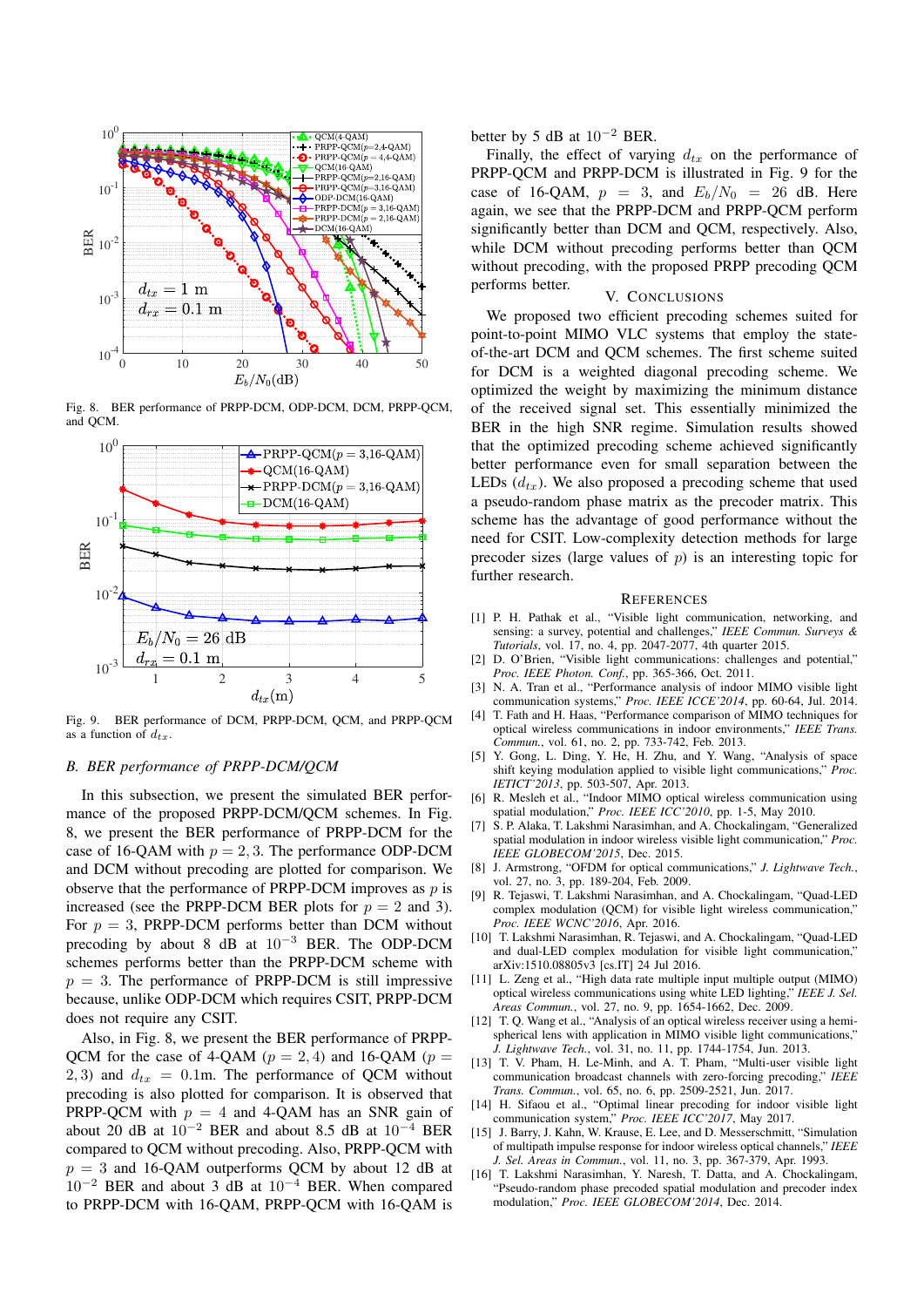$10^0$
$10^{-1}$
$10^{-2}$
$10^{-3}$
$10^{-4}$
BER
0 10 20 30 40 50
$E_b/N_0$(dB)
$d_{tx} = 1$ m
$d_{rx} = 0.1$ m
QCM(4-QAM)
PRPP-QCM(p=2,4-QAM)
PRPP-QCM($p=4$,4-QAM)
QCM(16-QAM)
PRPP-QCM(p=2,16-QAM)
PRPP-QCM($p=3$,16-QAM)
ODP-DCM(16-QAM)
PRPP-DCM($p=3$,16-QAM)
PRPP-DCM($p=2$,16-QAM)
DCM(16-QAM)

Fig. 8. BER performance of PRPP-DCM, ODP-DCM, DCM, PRPP-QCM, and QCM.

$10^0$
$10^{-1}$
$10^{-2}$
$10^{-3}$
BER
1 2 3 4 5
$d_{tx}$(m)
$E_b/N_0 = 26$ dB
$d_{rx} = 0.1$ m
PRPP-QCM($p=3$,16-QAM)
QCM(16-QAM)
PRPP-DCM($p=3$,16-QAM)
DCM(16-QAM)

Fig. 9. BER performance of DCM, PRPP-DCM, QCM, and PRPP-QCM as a function of $d_{tx}$.

### B. BER performance of PRPP-DCM/QCM

In this subsection, we present the simulated BER performance of the proposed PRPP-DCM/QCM schemes. In Fig. 8, we present the BER performance of PRPP-DCM for the case of 16-QAM with $p = 2, 3$. The performance ODP-DCM and DCM without precoding are plotted for comparison. We observe that the performance of PRPP-DCM improves as $p$ is increased (see the PRPP-DCM BER plots for $p = 2$ and 3). For $p = 3$, PRPP-DCM performs better than DCM without precoding by about 8 dB at $10^{-3}$ BER. The ODP-DCM schemes performs better than the PRPP-DCM scheme with $p = 3$. The performance of PRPP-DCM is still impressive because, unlike ODP-DCM which requires CSIT, PRPP-DCM does not require any CSIT.

Also, in Fig. 8, we present the BER performance of PRPP-QCM for the case of 4-QAM ($p = 2, 4$) and 16-QAM ($p = 2, 3$) and $d_{tx} = 0.1$m. The performance of QCM without precoding is also plotted for comparison. It is observed that PRPP-QCM with $p = 4$ and 4-QAM has an SNR gain of about 20 dB at $10^{-2}$ BER and about 8.5 dB at $10^{-4}$ BER compared to QCM without precoding. Also, PRPP-QCM with $p = 3$ and 16-QAM outperforms QCM by about 12 dB at $10^{-2}$ BER and about 3 dB at $10^{-4}$ BER. When compared to PRPP-DCM with 16-QAM, PRPP-QCM with 16-QAM is better by 5 dB at $10^{-2}$ BER.

Finally, the effect of varying $d_{tx}$ on the performance of PRPP-QCM and PRPP-DCM is illustrated in Fig. 9 for the case of 16-QAM, $p = 3$, and $E_b/N_0 = 26$ dB. Here again, we see that the PRPP-DCM and PRPP-QCM perform significantly better than DCM and QCM, respectively. Also, while DCM without precoding performs better than QCM without precoding, with the proposed PRPP precoding QCM performs better.

## V. Conclusions

We proposed two efficient precoding schemes suited for point-to-point MIMO VLC systems that employ the state-of-the-art DCM and QCM schemes. The first scheme suited for DCM is a weighted diagonal precoding scheme. We optimized the weight by maximizing the minimum distance of the received signal set. This essentially minimized the BER in the high SNR regime. Simulation results showed that the optimized precoding scheme achieved significantly better performance even for small separation between the LEDs ($d_{tx}$). We also proposed a precoding scheme that used a pseudo-random phase matrix as the precoder matrix. This scheme has the advantage of good performance without the need for CSIT. Low-complexity detection methods for large precoder sizes (large values of $p$) is an interesting topic for further research.

## References

[1] P. H. Pathak et al., "Visible light communication, networking, and sensing: a survey, potential and challenges," *IEEE Commun. Surveys & Tutorials*, vol. 17, no. 4, pp. 2047-2077, 4th quarter 2015.

[2] D. O'Brien, "Visible light communications: challenges and potential," *Proc. IEEE Photon. Conf.*, pp. 365-366, Oct. 2011.

[3] N. A. Tran et al., "Performance analysis of indoor MIMO visible light communication systems," *Proc. IEEE ICCE'2014*, pp. 60-64, Jul. 2014.

[4] T. Fath and H. Haas, "Performance comparison of MIMO techniques for optical wireless communications in indoor environments," *IEEE Trans. Commun.*, vol. 61, no. 2, pp. 733-742, Feb. 2013.

[5] Y. Gong, L. Ding, Y. He, H. Zhu, and Y. Wang, "Analysis of space shift keying modulation applied to visible light communications," *Proc. IETICT'2013*, pp. 503-507, Apr. 2013.

[6] R. Mesleh et al., "Indoor MIMO optical wireless communication using spatial modulation," *Proc. IEEE ICC'2010*, pp. 1-5, May 2010.

[7] S. P. Alaka, T. Lakshmi Narasimhan, and A. Chockalingam, "Generalized spatial modulation in indoor wireless visible light communication," *Proc. IEEE GLOBECOM'2015*, Dec. 2015.

[8] J. Armstrong, "OFDM for optical communications," *J. Lightwave Tech.*, vol. 27, no. 3, pp. 189-204, Feb. 2009.

[9] R. Tejaswi, T. Lakshmi Narasimhan, and A. Chockalingam, "Quad-LED complex modulation (QCM) for visible light wireless communication," *Proc. IEEE WCNC'2016*, Apr. 2016.

[10] T. Lakshmi Narasimhan, R. Tejaswi, and A. Chockalingam, "Quad-LED and dual-LED complex modulation for visible light communication," arXiv:1510.08805v3 [cs.IT] 24 Jul 2016.

[11] L. Zeng et al., "High data rate multiple input multiple output (MIMO) optical wireless communications using white LED lighting," *IEEE J. Sel. Areas Commun.*, vol. 27, no. 9, pp. 1654-1662, Dec. 2009.

[12] T. Q. Wang et al., "Analysis of an optical wireless receiver using a hemispherical lens with application in MIMO visible light communications," *J. Lightwave Tech.*, vol. 31, no. 11, pp. 1744-1754, Jun. 2013.

[13] T. V. Pham, H. Le-Minh, and A. T. Pham, "Multi-user visible light communication broadcast channels with zero-forcing precoding," *IEEE Trans. Commun.*, vol. 65, no. 6, pp. 2509-2521, Jun. 2017.

[14] H. Sifaou et al., "Optimal linear precoding for indoor visible light communication system," *Proc. IEEE ICC'2017*, May 2017.

[15] J. Barry, J. Kahn, W. Krause, E. Lee, and D. Messerschmitt, "Simulation of multipath impulse response for indoor wireless optical channels," *IEEE J. Sel. Areas in Commun.*, vol. 11, no. 3, pp. 367-379, Apr. 1993.

[16] T. Lakshmi Narasimhan, Y. Naresh, T. Datta, and A. Chockalingam, "Pseudo-random phase precoded spatial modulation and precoder index modulation," *Proc. IEEE GLOBECOM'2014*, Dec. 2014.